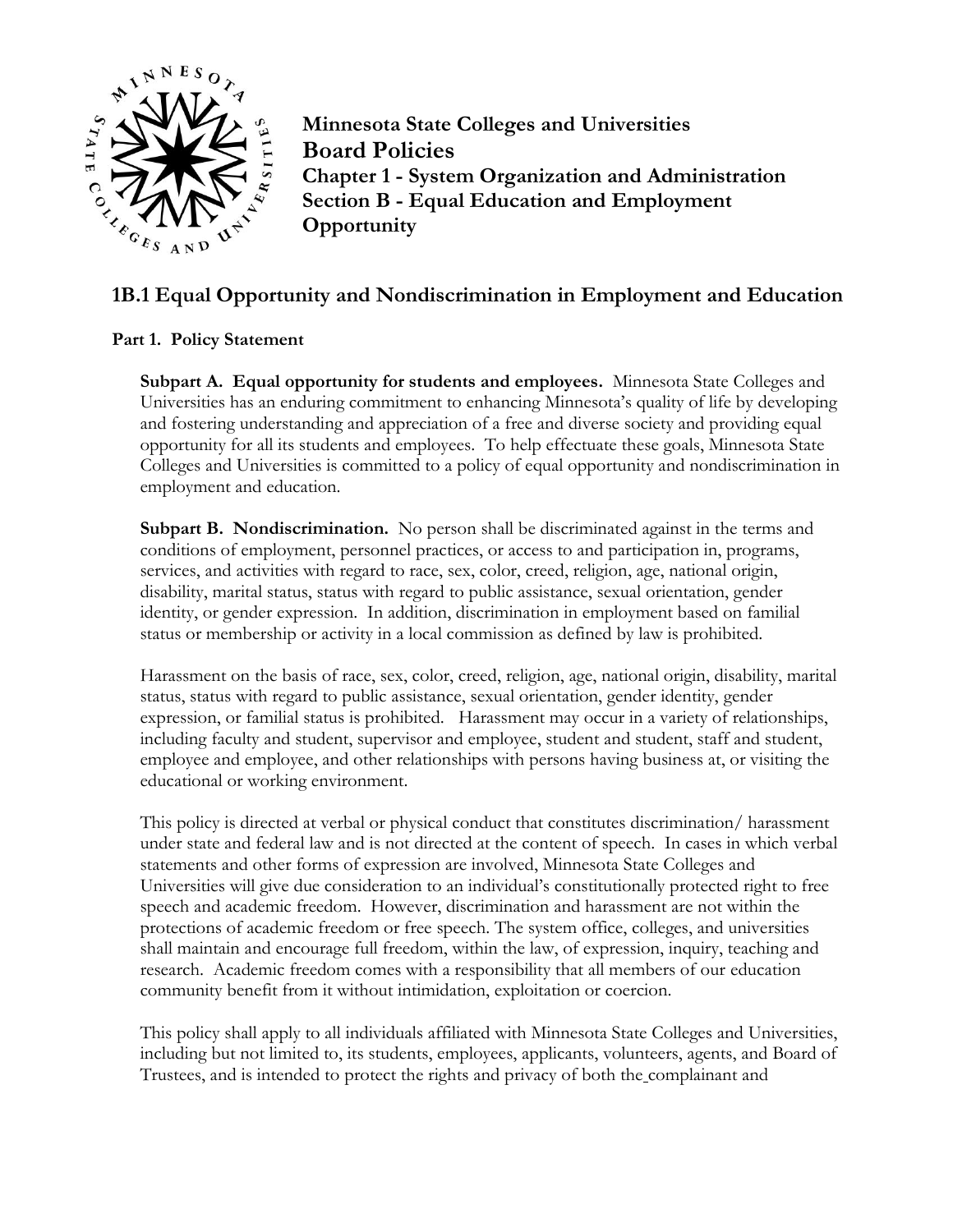**Minnesota State Colleges and Universities**
**Board Policies**
**Chapter 1 - System Organization and Administration**
**Section B - Equal Education and Employment Opportunity**

# 1B.1 Equal Opportunity and Nondiscrimination in Employment and Education

## Part 1. Policy Statement

**Subpart A. Equal opportunity for students and employees.** Minnesota State Colleges and Universities has an enduring commitment to enhancing Minnesota's quality of life by developing and fostering understanding and appreciation of a free and diverse society and providing equal opportunity for all its students and employees. To help effectuate these goals, Minnesota State Colleges and Universities is committed to a policy of equal opportunity and nondiscrimination in employment and education.

**Subpart B. Nondiscrimination.** No person shall be discriminated against in the terms and conditions of employment, personnel practices, or access to and participation in, programs, services, and activities with regard to race, sex, color, creed, religion, age, national origin, disability, marital status, status with regard to public assistance, sexual orientation, gender identity, or gender expression. In addition, discrimination in employment based on familial status or membership or activity in a local commission as defined by law is prohibited.

Harassment on the basis of race, sex, color, creed, religion, age, national origin, disability, marital status, status with regard to public assistance, sexual orientation, gender identity, gender expression, or familial status is prohibited. Harassment may occur in a variety of relationships, including faculty and student, supervisor and employee, student and student, staff and student, employee and employee, and other relationships with persons having business at, or visiting the educational or working environment.

This policy is directed at verbal or physical conduct that constitutes discrimination/ harassment under state and federal law and is not directed at the content of speech. In cases in which verbal statements and other forms of expression are involved, Minnesota State Colleges and Universities will give due consideration to an individual's constitutionally protected right to free speech and academic freedom. However, discrimination and harassment are not within the protections of academic freedom or free speech. The system office, colleges, and universities shall maintain and encourage full freedom, within the law, of expression, inquiry, teaching and research. Academic freedom comes with a responsibility that all members of our education community benefit from it without intimidation, exploitation or coercion.

This policy shall apply to all individuals affiliated with Minnesota State Colleges and Universities, including but not limited to, its students, employees, applicants, volunteers, agents, and Board of Trustees, and is intended to protect the rights and privacy of both the complainant and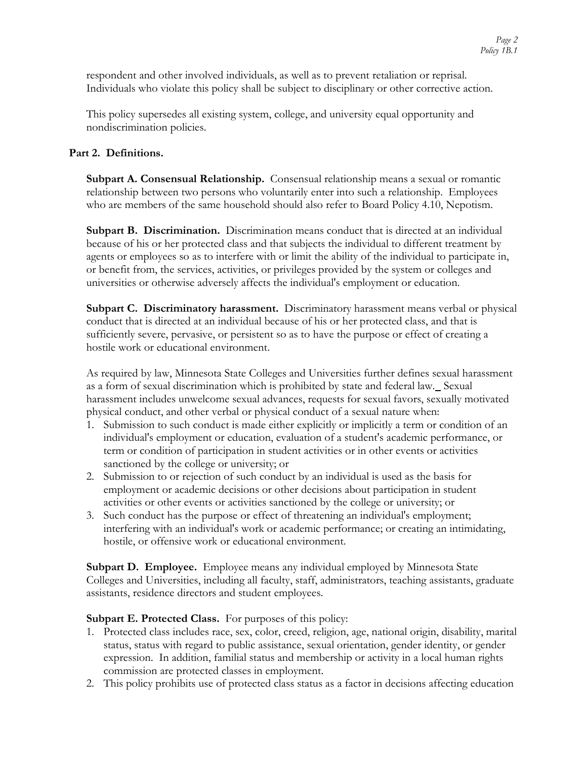respondent and other involved individuals, as well as to prevent retaliation or reprisal. Individuals who violate this policy shall be subject to disciplinary or other corrective action.

This policy supersedes all existing system, college, and university equal opportunity and nondiscrimination policies.

## Part 2. Definitions.

**Subpart A. Consensual Relationship.** Consensual relationship means a sexual or romantic relationship between two persons who voluntarily enter into such a relationship. Employees who are members of the same household should also refer to Board Policy 4.10, Nepotism.

**Subpart B. Discrimination.** Discrimination means conduct that is directed at an individual because of his or her protected class and that subjects the individual to different treatment by agents or employees so as to interfere with or limit the ability of the individual to participate in, or benefit from, the services, activities, or privileges provided by the system or colleges and universities or otherwise adversely affects the individual's employment or education.

**Subpart C. Discriminatory harassment.** Discriminatory harassment means verbal or physical conduct that is directed at an individual because of his or her protected class, and that is sufficiently severe, pervasive, or persistent so as to have the purpose or effect of creating a hostile work or educational environment.

As required by law, Minnesota State Colleges and Universities further defines sexual harassment as a form of sexual discrimination which is prohibited by state and federal law. Sexual harassment includes unwelcome sexual advances, requests for sexual favors, sexually motivated physical conduct, and other verbal or physical conduct of a sexual nature when:

1. Submission to such conduct is made either explicitly or implicitly a term or condition of an individual's employment or education, evaluation of a student's academic performance, or term or condition of participation in student activities or in other events or activities sanctioned by the college or university; or
2. Submission to or rejection of such conduct by an individual is used as the basis for employment or academic decisions or other decisions about participation in student activities or other events or activities sanctioned by the college or university; or
3. Such conduct has the purpose or effect of threatening an individual's employment; interfering with an individual's work or academic performance; or creating an intimidating, hostile, or offensive work or educational environment.

**Subpart D. Employee.** Employee means any individual employed by Minnesota State Colleges and Universities, including all faculty, staff, administrators, teaching assistants, graduate assistants, residence directors and student employees.

**Subpart E. Protected Class.** For purposes of this policy:

1. Protected class includes race, sex, color, creed, religion, age, national origin, disability, marital status, status with regard to public assistance, sexual orientation, gender identity, or gender expression. In addition, familial status and membership or activity in a local human rights commission are protected classes in employment.
2. This policy prohibits use of protected class status as a factor in decisions affecting education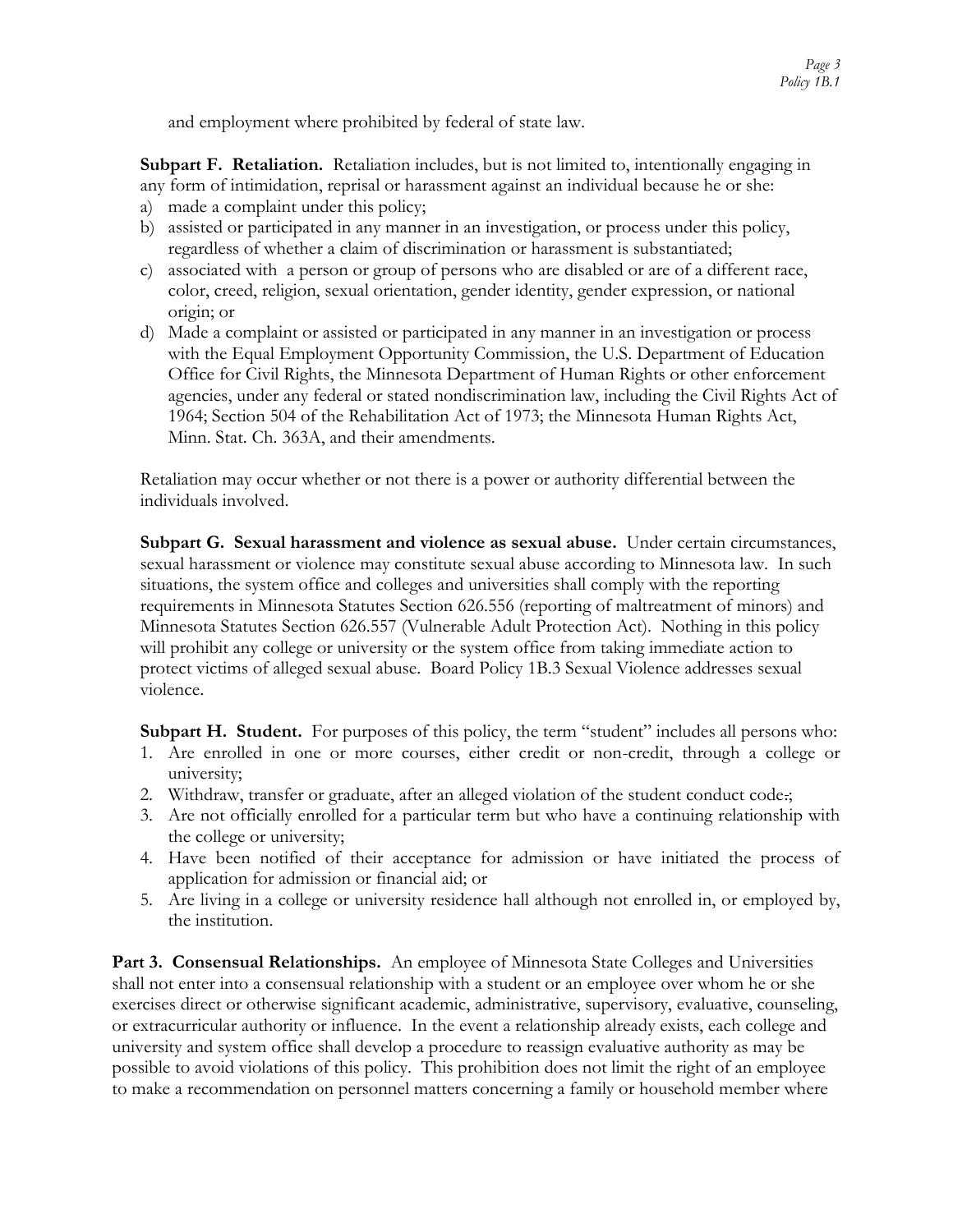and employment where prohibited by federal of state law.

**Subpart F. Retaliation.** Retaliation includes, but is not limited to, intentionally engaging in any form of intimidation, reprisal or harassment against an individual because he or she:

a) made a complaint under this policy;
b) assisted or participated in any manner in an investigation, or process under this policy, regardless of whether a claim of discrimination or harassment is substantiated;
c) associated with a person or group of persons who are disabled or are of a different race, color, creed, religion, sexual orientation, gender identity, gender expression, or national origin; or
d) Made a complaint or assisted or participated in any manner in an investigation or process with the Equal Employment Opportunity Commission, the U.S. Department of Education Office for Civil Rights, the Minnesota Department of Human Rights or other enforcement agencies, under any federal or stated nondiscrimination law, including the Civil Rights Act of 1964; Section 504 of the Rehabilitation Act of 1973; the Minnesota Human Rights Act, Minn. Stat. Ch. 363A, and their amendments.

Retaliation may occur whether or not there is a power or authority differential between the individuals involved.

**Subpart G. Sexual harassment and violence as sexual abuse.** Under certain circumstances, sexual harassment or violence may constitute sexual abuse according to Minnesota law. In such situations, the system office and colleges and universities shall comply with the reporting requirements in Minnesota Statutes Section 626.556 (reporting of maltreatment of minors) and Minnesota Statutes Section 626.557 (Vulnerable Adult Protection Act). Nothing in this policy will prohibit any college or university or the system office from taking immediate action to protect victims of alleged sexual abuse. Board Policy 1B.3 Sexual Violence addresses sexual violence.

**Subpart H. Student.** For purposes of this policy, the term "student" includes all persons who:

1. Are enrolled in one or more courses, either credit or non-credit, through a college or university;
2. Withdraw, transfer or graduate, after an alleged violation of the student conduct code.;
3. Are not officially enrolled for a particular term but who have a continuing relationship with the college or university;
4. Have been notified of their acceptance for admission or have initiated the process of application for admission or financial aid; or
5. Are living in a college or university residence hall although not enrolled in, or employed by, the institution.

**Part 3. Consensual Relationships.** An employee of Minnesota State Colleges and Universities shall not enter into a consensual relationship with a student or an employee over whom he or she exercises direct or otherwise significant academic, administrative, supervisory, evaluative, counseling, or extracurricular authority or influence. In the event a relationship already exists, each college and university and system office shall develop a procedure to reassign evaluative authority as may be possible to avoid violations of this policy. This prohibition does not limit the right of an employee to make a recommendation on personnel matters concerning a family or household member where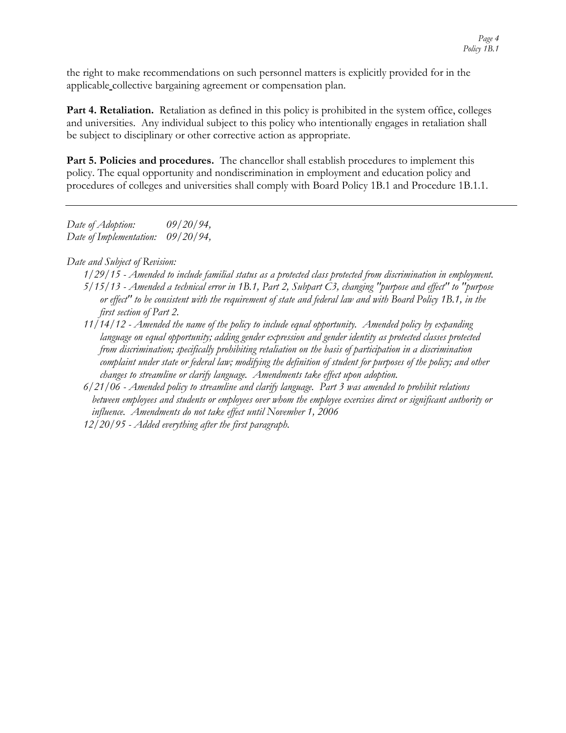the right to make recommendations on such personnel matters is explicitly provided for in the applicable collective bargaining agreement or compensation plan.

**Part 4. Retaliation.** Retaliation as defined in this policy is prohibited in the system office, colleges and universities. Any individual subject to this policy who intentionally engages in retaliation shall be subject to disciplinary or other corrective action as appropriate.

**Part 5. Policies and procedures.** The chancellor shall establish procedures to implement this policy. The equal opportunity and nondiscrimination in employment and education policy and procedures of colleges and universities shall comply with Board Policy 1B.1 and Procedure 1B.1.1.

---

*Date of Adoption: 09/20/94,*
*Date of Implementation: 09/20/94,*

*Date and Subject of Revision:*

- *1/29/15 - Amended to include familial status as a protected class protected from discrimination in employment.*
- *5/15/13 - Amended a technical error in 1B.1, Part 2, Subpart C3, changing "purpose and effect" to "purpose or effect" to be consistent with the requirement of state and federal law and with Board Policy 1B.1, in the first section of Part 2.*
- *11/14/12 - Amended the name of the policy to include equal opportunity. Amended policy by expanding language on equal opportunity; adding gender expression and gender identity as protected classes protected from discrimination; specifically prohibiting retaliation on the basis of participation in a discrimination complaint under state or federal law; modifying the definition of student for purposes of the policy; and other changes to streamline or clarify language. Amendments take effect upon adoption.*
- *6/21/06 - Amended policy to streamline and clarify language. Part 3 was amended to prohibit relations between employees and students or employees over whom the employee exercises direct or significant authority or influence. Amendments do not take effect until November 1, 2006*
- *12/20/95 - Added everything after the first paragraph.*